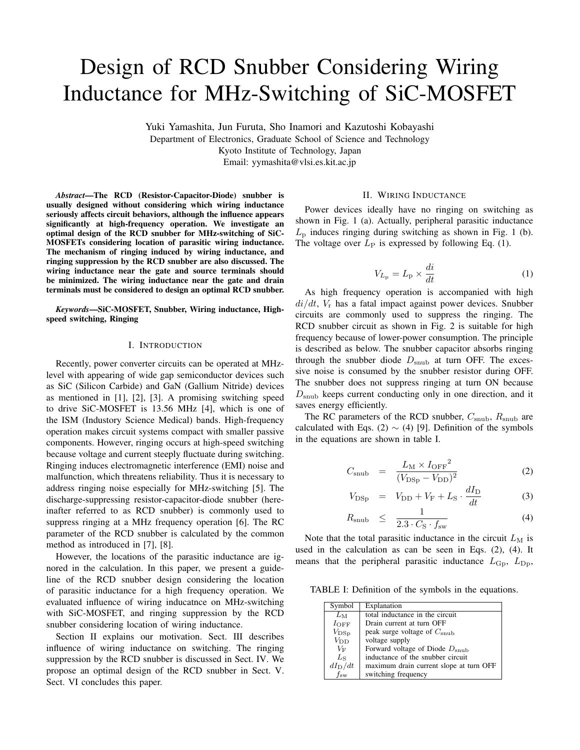# Design of RCD Snubber Considering Wiring Inductance for MHz-Switching of SiC-MOSFET

Yuki Yamashita, Jun Furuta, Sho Inamori and Kazutoshi Kobayashi
Department of Electronics, Graduate School of Science and Technology
Kyoto Institute of Technology, Japan
Email: yymashita@vlsi.es.kit.ac.jp

***Abstract*—The RCD (Resistor-Capacitor-Diode) snubber is usually designed without considering which wiring inductance seriously affects circuit behaviors, although the influence appears significantly at high-frequency operation. We investigate an optimal design of the RCD snubber for MHz-switching of SiC-MOSFETs considering location of parasitic wiring inductance. The mechanism of ringing induced by wiring inductance, and ringing suppression by the RCD snubber are also discussed. The wiring inductance near the gate and source terminals should be minimized. The wiring inductance near the gate and drain terminals must be considered to design an optimal RCD snubber.**

***Keywords*—SiC-MOSFET, Snubber, Wiring inductance, High-speed switching, Ringing**

## I. Introduction

Recently, power converter circuits can be operated at MHz-level with appearing of wide gap semiconductor devices such as SiC (Silicon Carbide) and GaN (Gallium Nitride) devices as mentioned in [1], [2], [3]. A promising switching speed to drive SiC-MOSFET is 13.56 MHz [4], which is one of the ISM (Industory Science Medical) bands. High-frequency operation makes circuit systems compact with smaller passive components. However, ringing occurs at high-speed switching because voltage and current steeply fluctuate during switching. Ringing induces electromagnetic interference (EMI) noise and malfunction, which threatens reliability. Thus it is necessary to address ringing noise especially for MHz-switching [5]. The discharge-suppressing resistor-capacitor-diode snubber (hereinafter referred to as RCD snubber) is commonly used to suppress ringing at a MHz frequency operation [6]. The RC parameter of the RCD snubber is calculated by the common method as introduced in [7], [8].

However, the locations of the parasitic inductance are ignored in the calculation. In this paper, we present a guideline of the RCD snubber design considering the location of parasitic inductance for a high frequency operation. We evaluated influence of wiring inducatnce on MHz-switching with SiC-MOSFET, and ringing suppression by the RCD snubber considering location of wiring inductance.

Section II explains our motivation. Sect. III describes influence of wiring inductance on switching. The ringing suppression by the RCD snubber is discussed in Sect. IV. We propose an optimal design of the RCD snubber in Sect. V. Sect. VI concludes this paper.

## II. Wiring Inductance

Power devices ideally have no ringing on switching as shown in Fig. 1 (a). Actually, peripheral parasitic inductance $L_\mathrm{p}$ induces ringing during switching as shown in Fig. 1 (b). The voltage over $L_\mathrm{P}$ is expressed by following Eq. (1).

$$V_{L_\mathrm{p}} = L_\mathrm{p} \times \frac{di}{dt} \quad (1)$$

As high frequency operation is accompanied with high $di/dt$, $V_\mathrm{r}$ has a fatal impact against power devices. Snubber circuits are commonly used to suppress the ringing. The RCD snubber circuit as shown in Fig. 2 is suitable for high frequency because of lower-power consumption. The principle is described as below. The snubber capacitor absorbs ringing through the snubber diode $D_\mathrm{snub}$ at turn OFF. The excessive noise is consumed by the snubber resistor during OFF. The snubber does not suppress ringing at turn ON because $D_\mathrm{snub}$ keeps current conducting only in one direction, and it saves energy efficiently.

The RC parameters of the RCD snubber, $C_\mathrm{snub}$, $R_\mathrm{snub}$ are calculated with Eqs. (2) ∼ (4) [9]. Definition of the symbols in the equations are shown in table I.

$$C_\mathrm{snub} = \frac{L_\mathrm{M} \times {I_\mathrm{OFF}}^2}{(V_\mathrm{DSp} - V_\mathrm{DD})^2} \quad (2)$$

$$V_\mathrm{DSp} = V_\mathrm{DD} + V_\mathrm{F} + L_\mathrm{S} \cdot \frac{dI_\mathrm{D}}{dt} \quad (3)$$

$$R_\mathrm{snub} \leq \frac{1}{2.3 \cdot C_\mathrm{S} \cdot f_\mathrm{sw}} \quad (4)$$

Note that the total parasitic inductance in the circuit $L_\mathrm{M}$ is used in the calculation as can be seen in Eqs. (2), (4). It means that the peripheral parasitic inductance $L_\mathrm{Gp}$, $L_\mathrm{Dp}$,

TABLE I: Definition of the symbols in the equations.

| Symbol | Explanation |
|---|---|
| $L_\mathrm{M}$ | total inductance in the circuit |
| $I_\mathrm{OFF}$ | Drain current at turn OFF |
| $V_\mathrm{DSp}$ | peak surge voltage of $C_\mathrm{snub}$ |
| $V_\mathrm{DD}$ | voltage supply |
| $V_\mathrm{F}$ | Forward voltage of Diode $D_\mathrm{snub}$ |
| $L_\mathrm{S}$ | inductance of the snubber circuit |
| $dI_\mathrm{D}/dt$ | maximum drain current slope at turn OFF |
| $f_\mathrm{sw}$ | switching frequency |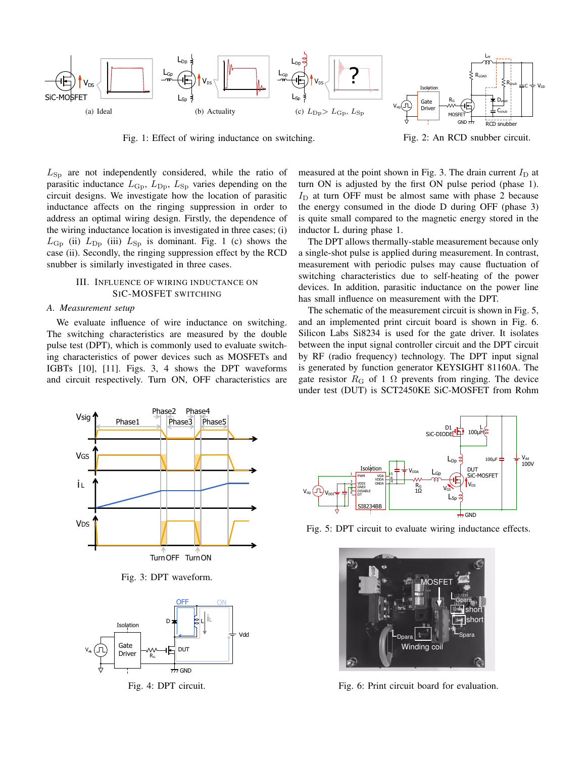(a) Ideal

(b) Actuality

(c) $L_{\mathrm{Dp}} > L_{\mathrm{Gp}}$, $L_{\mathrm{Sp}}$

Fig. 1: Effect of wiring inductance on switching.

Fig. 2: An RCD snubber circuit.

$L_{\mathrm{Sp}}$ are not independently considered, while the ratio of parasitic inductance $L_{\mathrm{Gp}}$, $L_{\mathrm{Dp}}$, $L_{\mathrm{Sp}}$ varies depending on the circuit designs. We investigate how the location of parasitic inductance affects on the ringing suppression in order to address an optimal wiring design. Firstly, the dependence of the wiring inductance location is investigated in three cases; (i) $L_{\mathrm{Gp}}$ (ii) $L_{\mathrm{Dp}}$ (iii) $L_{\mathrm{Sp}}$ is dominant. Fig. 1 (c) shows the case (ii). Secondly, the ringing suppression effect by the RCD snubber is similarly investigated in three cases.

## III. Influence of Wiring Inductance on SiC-MOSFET Switching

### *A. Measurement setup*

We evaluate influence of wire inductance on switching. The switching characteristics are measured by the double pulse test (DPT), which is commonly used to evaluate switching characteristics of power devices such as MOSFETs and IGBTs [10], [11]. Figs. 3, 4 shows the DPT waveforms and circuit respectively. Turn ON, OFF characteristics are measured at the point shown in Fig. 3. The drain current $I_{\mathrm{D}}$ at turn ON is adjusted by the first ON pulse period (phase 1). $I_{\mathrm{D}}$ at turn OFF must be almost same with phase 2 because the energy consumed in the diode D during OFF (phase 3) is quite small compared to the magnetic energy stored in the inductor L during phase 1.

The DPT allows thermally-stable measurement because only a single-shot pulse is applied during measurement. In contrast, measurement with periodic pulses may cause fluctuation of switching characteristics due to self-heating of the power devices. In addition, parasitic inductance on the power line has small influence on measurement with the DPT.

The schematic of the measurement circuit is shown in Fig. 5, and an implemented print circuit board is shown in Fig. 6. Silicon Labs Si8234 is used for the gate driver. It isolates between the input signal controller circuit and the DPT circuit by RF (radio frequency) technology. The DPT input signal is generated by function generator KEYSIGHT 81160A. The gate resistor $R_{\mathrm{G}}$ of 1 Ω prevents from ringing. The device under test (DUT) is SCT2450KE SiC-MOSFET from Rohm

Fig. 3: DPT waveform.

Fig. 4: DPT circuit.

Fig. 5: DPT circuit to evaluate wiring inductance effects.

Fig. 6: Print circuit board for evaluation.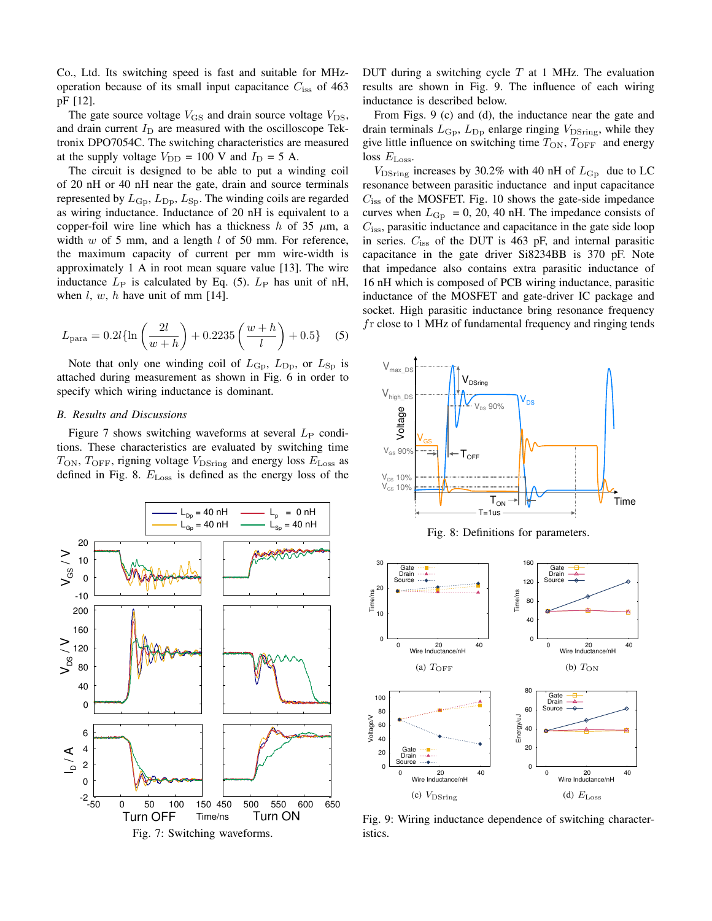Co., Ltd. Its switching speed is fast and suitable for MHz-operation because of its small input capacitance $C_{\rm iss}$ of 463 pF [12].

The gate source voltage $V_{\rm GS}$ and drain source voltage $V_{\rm DS}$, and drain current $I_{\rm D}$ are measured with the oscilloscope Tektronix DPO7054C. The switching characteristics are measured at the supply voltage $V_{\rm DD}$ = 100 V and $I_{\rm D}$ = 5 A.

The circuit is designed to be able to put a winding coil of 20 nH or 40 nH near the gate, drain and source terminals represented by $L_{\rm Gp}$, $L_{\rm Dp}$, $L_{\rm Sp}$. The winding coils are regarded as wiring inductance. Inductance of 20 nH is equivalent to a copper-foil wire line which has a thickness $h$ of 35 $\mu$m, a width $w$ of 5 mm, and a length $l$ of 50 mm. For reference, the maximum capacity of current per mm wire-width is approximately 1 A in root mean square value [13]. The wire inductance $L_{\rm P}$ is calculated by Eq. (5). $L_{\rm P}$ has unit of nH, when $l$, $w$, $h$ have unit of mm [14].

$$L_{\rm para} = 0.2l\{\ln\left(\frac{2l}{w+h}\right) + 0.2235\left(\frac{w+h}{l}\right) + 0.5\} \quad (5)$$

Note that only one winding coil of $L_{\rm Gp}$, $L_{\rm Dp}$, or $L_{\rm Sp}$ is attached during measurement as shown in Fig. 6 in order to specify which wiring inductance is dominant.

### B. Results and Discussions

Figure 7 shows switching waveforms at several $L_{\rm P}$ conditions. These characteristics are evaluated by switching time $T_{\rm ON}$, $T_{\rm OFF}$, rigning voltage $V_{\rm DSring}$ and energy loss $E_{\rm Loss}$ as defined in Fig. 8. $E_{\rm Loss}$ is defined as the energy loss of the DUT during a switching cycle $T$ at 1 MHz. The evaluation results are shown in Fig. 9. The influence of each wiring inductance is described below.

Fig. 7: Switching waveforms.

From Figs. 9 (c) and (d), the inductance near the gate and drain terminals $L_{\rm Gp}$, $L_{\rm Dp}$ enlarge ringing $V_{\rm DSring}$, while they give little influence on switching time $T_{\rm ON}$, $T_{\rm OFF}$ and energy loss $E_{\rm Loss}$.

$V_{\rm DSring}$ increases by 30.2% with 40 nH of $L_{\rm Gp}$ due to LC resonance between parasitic inductance and input capacitance $C_{\rm iss}$ of the MOSFET. Fig. 10 shows the gate-side impedance curves when $L_{\rm Gp}$ = 0, 20, 40 nH. The impedance consists of $C_{\rm iss}$, parasitic inductance and capacitance in the gate side loop in series. $C_{\rm iss}$ of the DUT is 463 pF, and internal parasitic capacitance in the gate driver Si8234BB is 370 pF. Note that impedance also contains extra parasitic inductance of 16 nH which is composed of PCB wiring inductance, parasitic inductance of the MOSFET and gate-driver IC package and socket. High parasitic inductance bring resonance frequency $f$r close to 1 MHz of fundamental frequency and ringing tends

Fig. 8: Definitions for parameters.

(a) $T_{\rm OFF}$ (b) $T_{\rm ON}$ (c) $V_{\rm DSring}$ (d) $E_{\rm Loss}$

Fig. 9: Wiring inductance dependence of switching characteristics.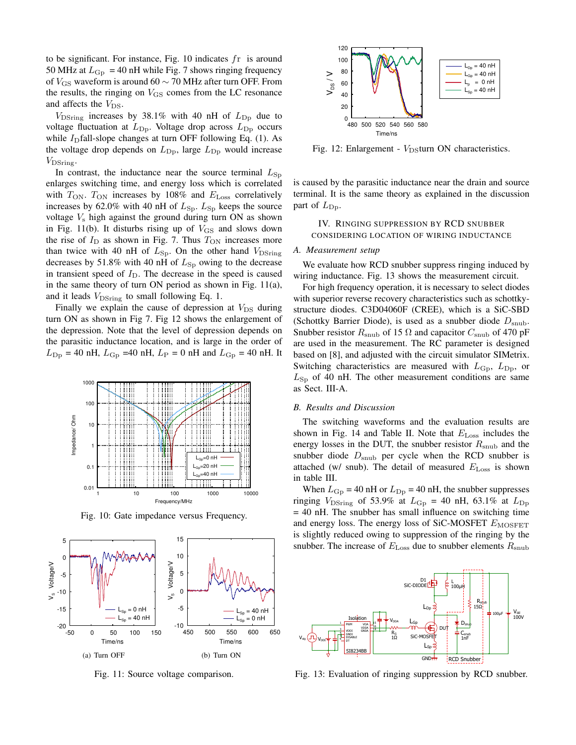to be significant. For instance, Fig. 10 indicates $fr$ is around 50 MHz at $L_{\rm Gp}$ = 40 nH while Fig. 7 shows ringing frequency of $V_{\rm GS}$ waveform is around 60 $\sim$ 70 MHz after turn OFF. From the results, the ringing on $V_{\rm GS}$ comes from the LC resonance and affects the $V_{\rm DS}$.

$V_{\rm DSring}$ increases by 38.1% with 40 nH of $L_{\rm Dp}$ due to voltage fluctuation at $L_{\rm Dp}$. Voltage drop across $L_{\rm Dp}$ occurs while $I_{\rm D}$fall-slope changes at turn OFF following Eq. (1). As the voltage drop depends on $L_{\rm Dp}$, large $L_{\rm Dp}$ would increase $V_{\rm DSring}$.

In contrast, the inductance near the source terminal $L_{\rm Sp}$ enlarges switching time, and energy loss which is correlated with $T_{\rm ON}$. $T_{\rm ON}$ increases by 108% and $E_{\rm Loss}$ correlatively increases by 62.0% with 40 nH of $L_{\rm Sp}$. $L_{\rm Sp}$ keeps the source voltage $V_{\rm s}$ high against the ground during turn ON as shown in Fig. 11(b). It disturbs rising up of $V_{\rm GS}$ and slows down the rise of $I_{\rm D}$ as shown in Fig. 7. Thus $T_{\rm ON}$ increases more than twice with 40 nH of $L_{\rm Sp}$. On the other hand $V_{\rm DSring}$ decreases by 51.8% with 40 nH of $L_{\rm Sp}$ owing to the decrease in transient speed of $I_{\rm D}$. The decrease in the speed is caused in the same theory of turn ON period as shown in Fig. 11(a), and it leads $V_{\rm DSring}$ to small following Eq. 1.

Finally we explain the cause of depression at $V_{\rm DS}$ during turn ON as shown in Fig 7. Fig 12 shows the enlargement of the depression. Note that the level of depression depends on the parasitic inductance location, and is large in the order of $L_{\rm Dp}$ = 40 nH, $L_{\rm Gp}$ =40 nH, $L_{\rm P}$ = 0 nH and $L_{\rm Gp}$ = 40 nH. It is caused by the parasitic inductance near the drain and source terminal. It is the same theory as explained in the discussion part of $L_{\rm Dp}$.

Fig. 10: Gate impedance versus Frequency.

(a) Turn OFF

(b) Turn ON

Fig. 11: Source voltage comparison.

Fig. 12: Enlargement - $V_{\rm DS}$turn ON characteristics.

## IV. Ringing suppression by RCD snubber considering location of wiring inductance

### A. Measurement setup

We evaluate how RCD snubber suppress ringing induced by wiring inductance. Fig. 13 shows the measurement circuit.

For high frequency operation, it is necessary to select diodes with superior reverse recovery characteristics such as schottky-structure diodes. C3D04060F (CREE), which is a SiC-SBD (Schottky Barrier Diode), is used as a snubber diode $D_{\rm snub}$. Snubber resistor $R_{\rm snub}$ of 15 Ω and capacitor $C_{\rm snub}$ of 470 pF are used in the measurement. The RC parameter is designed based on [8], and adjusted with the circuit simulator SIMetrix. Switching characteristics are measured with $L_{\rm Gp}$, $L_{\rm Dp}$, or $L_{\rm Sp}$ of 40 nH. The other measurement conditions are same as Sect. III-A.

### B. Results and Discussion

The switching waveforms and the evaluation results are shown in Fig. 14 and Table II. Note that $E_{\rm Loss}$ includes the energy losses in the DUT, the snubber resistor $R_{\rm snub}$ and the snubber diode $D_{\rm snub}$ per cycle when the RCD snubber is attached (w/ snub). The detail of measured $E_{\rm Loss}$ is shown in table III.

When $L_{\rm Gp}$ = 40 nH or $L_{\rm Dp}$ = 40 nH, the snubber suppresses ringing $V_{\rm DSring}$ of 53.9% at $L_{\rm Gp}$ = 40 nH, 63.1% at $L_{\rm Dp}$ = 40 nH. The snubber has small influence on switching time and energy loss. The energy loss of SiC-MOSFET $E_{\rm MOSFET}$ is slightly reduced owing to suppression of the ringing by the snubber. The increase of $E_{\rm Loss}$ due to snubber elements $R_{\rm snub}$

Fig. 13: Evaluation of ringing suppression by RCD snubber.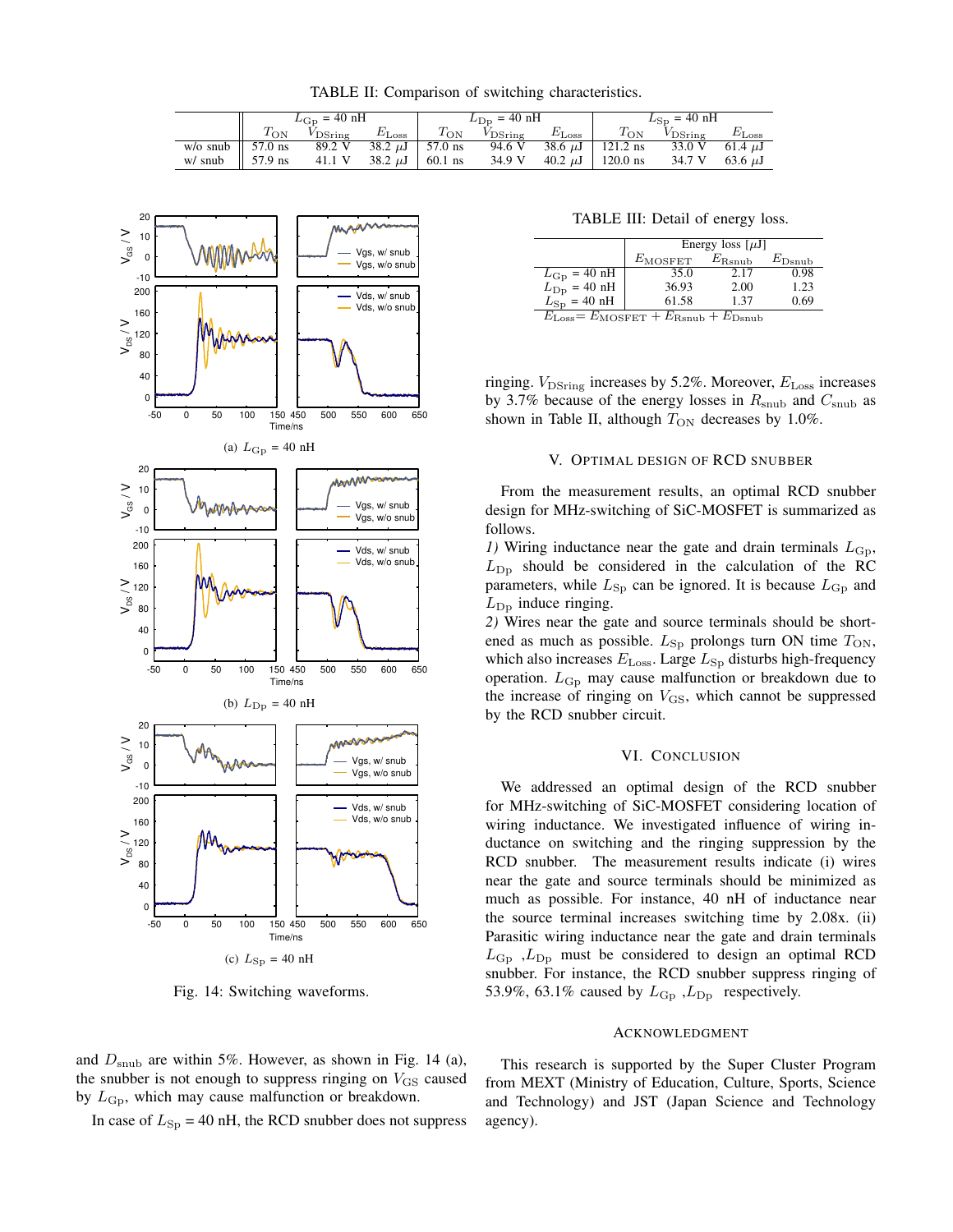TABLE II: Comparison of switching characteristics.

| | $L_{Gp}$ = 40 nH | | | $L_{Dp}$ = 40 nH | | | $L_{Sp}$ = 40 nH | | |
|---|---|---|---|---|---|---|---|---|---|
| | $T_{ON}$ | $V_{DSring}$ | $E_{Loss}$ | $T_{ON}$ | $V_{DSring}$ | $E_{Loss}$ | $T_{ON}$ | $V_{DSring}$ | $E_{Loss}$ |
| w/o snub | 57.0 ns | 89.2 V | 38.2 $\mu$J | 57.0 ns | 94.6 V | 38.6 $\mu$J | 121.2 ns | 33.0 V | 61.4 $\mu$J |
| w/ snub | 57.9 ns | 41.1 V | 38.2 $\mu$J | 60.1 ns | 34.9 V | 40.2 $\mu$J | 120.0 ns | 34.7 V | 63.6 $\mu$J |

(a) $L_{Gp}$ = 40 nH

(b) $L_{Dp}$ = 40 nH

(c) $L_{Sp}$ = 40 nH

Fig. 14: Switching waveforms.

and $D_{snub}$ are within 5%. However, as shown in Fig. 14 (a), the snubber is not enough to suppress ringing on $V_{GS}$ caused by $L_{Gp}$, which may cause malfunction or breakdown.

In case of $L_{Sp}$ = 40 nH, the RCD snubber does not suppress ringing. $V_{DSring}$ increases by 5.2%. Moreover, $E_{Loss}$ increases by 3.7% because of the energy losses in $R_{snub}$ and $C_{snub}$ as shown in Table II, although $T_{ON}$ decreases by 1.0%.

TABLE III: Detail of energy loss.

| | Energy loss [$\mu$J] | | |
|---|---|---|---|
| | $E_{MOSFET}$ | $E_{Rsnub}$ | $E_{Dsnub}$ |
| $L_{Gp}$ = 40 nH | 35.0 | 2.17 | 0.98 |
| $L_{Dp}$ = 40 nH | 36.93 | 2.00 | 1.23 |
| $L_{Sp}$ = 40 nH | 61.58 | 1.37 | 0.69 |

$E_{Loss}$= $E_{MOSFET}$ + $E_{Rsnub}$ + $E_{Dsnub}$

## V. Optimal design of RCD snubber

From the measurement results, an optimal RCD snubber design for MHz-switching of SiC-MOSFET is summarized as follows.

*1)* Wiring inductance near the gate and drain terminals $L_{Gp}$, $L_{Dp}$ should be considered in the calculation of the RC parameters, while $L_{Sp}$ can be ignored. It is because $L_{Gp}$ and $L_{Dp}$ induce ringing.

*2)* Wires near the gate and source terminals should be shortened as much as possible. $L_{Sp}$ prolongs turn ON time $T_{ON}$, which also increases $E_{Loss}$. Large $L_{Sp}$ disturbs high-frequency operation. $L_{Gp}$ may cause malfunction or breakdown due to the increase of ringing on $V_{GS}$, which cannot be suppressed by the RCD snubber circuit.

## VI. Conclusion

We addressed an optimal design of the RCD snubber for MHz-switching of SiC-MOSFET considering location of wiring inductance. We investigated influence of wiring inductance on switching and the ringing suppression by the RCD snubber. The measurement results indicate (i) wires near the gate and source terminals should be minimized as much as possible. For instance, 40 nH of inductance near the source terminal increases switching time by 2.08x. (ii) Parasitic wiring inductance near the gate and drain terminals $L_{Gp}$ ,$L_{Dp}$ must be considered to design an optimal RCD snubber. For instance, the RCD snubber suppress ringing of 53.9%, 63.1% caused by $L_{Gp}$ ,$L_{Dp}$ respectively.

## Acknowledgment

This research is supported by the Super Cluster Program from MEXT (Ministry of Education, Culture, Sports, Science and Technology) and JST (Japan Science and Technology agency).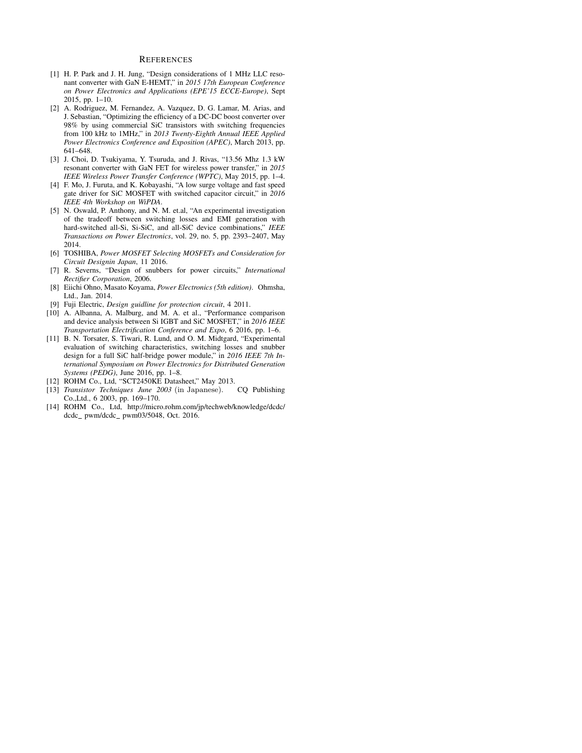# References

[1] H. P. Park and J. H. Jung, "Design considerations of 1 MHz LLC resonant converter with GaN E-HEMT," in *2015 17th European Conference on Power Electronics and Applications (EPE'15 ECCE-Europe)*, Sept 2015, pp. 1–10.

[2] A. Rodriguez, M. Fernandez, A. Vazquez, D. G. Lamar, M. Arias, and J. Sebastian, "Optimizing the efficiency of a DC-DC boost converter over 98% by using commercial SiC transistors with switching frequencies from 100 kHz to 1MHz," in *2013 Twenty-Eighth Annual IEEE Applied Power Electronics Conference and Exposition (APEC)*, March 2013, pp. 641–648.

[3] J. Choi, D. Tsukiyama, Y. Tsuruda, and J. Rivas, "13.56 Mhz 1.3 kW resonant converter with GaN FET for wireless power transfer," in *2015 IEEE Wireless Power Transfer Conference (WPTC)*, May 2015, pp. 1–4.

[4] F. Mo, J. Furuta, and K. Kobayashi, "A low surge voltage and fast speed gate driver for SiC MOSFET with switched capacitor circuit," in *2016 IEEE 4th Workshop on WiPDA*.

[5] N. Oswald, P. Anthony, and N. M. et.al, "An experimental investigation of the tradeoff between switching losses and EMI generation with hard-switched all-Si, Si-SiC, and all-SiC device combinations," *IEEE Transactions on Power Electronics*, vol. 29, no. 5, pp. 2393–2407, May 2014.

[6] TOSHIBA, *Power MOSFET Selecting MOSFETs and Consideration for Circuit Designin Japan*, 11 2016.

[7] R. Severns, "Design of snubbers for power circuits," *International Rectifier Corporation*, 2006.

[8] Eiichi Ohno, Masato Koyama, *Power Electronics (5th edition)*. Ohmsha, Ltd., Jan. 2014.

[9] Fuji Electric, *Design guidline for protection circuit*, 4 2011.

[10] A. Albanna, A. Malburg, and M. A. et al., "Performance comparison and device analysis between Si IGBT and SiC MOSFET," in *2016 IEEE Transportation Electrification Conference and Expo*, 6 2016, pp. 1–6.

[11] B. N. Torsater, S. Tiwari, R. Lund, and O. M. Midtgard, "Experimental evaluation of switching characteristics, switching losses and snubber design for a full SiC half-bridge power module," in *2016 IEEE 7th International Symposium on Power Electronics for Distributed Generation Systems (PEDG)*, June 2016, pp. 1–8.

[12] ROHM Co., Ltd, "SCT2450KE Datasheet," May 2013.

[13] *Transistor Techniques June 2003* (in Japanese). CQ Publishing Co.,Ltd., 6 2003, pp. 169–170.

[14] ROHM Co., Ltd, http://micro.rohm.com/jp/techweb/knowledge/dcdc/dcdc_pwm/dcdc_pwm03/5048, Oct. 2016.